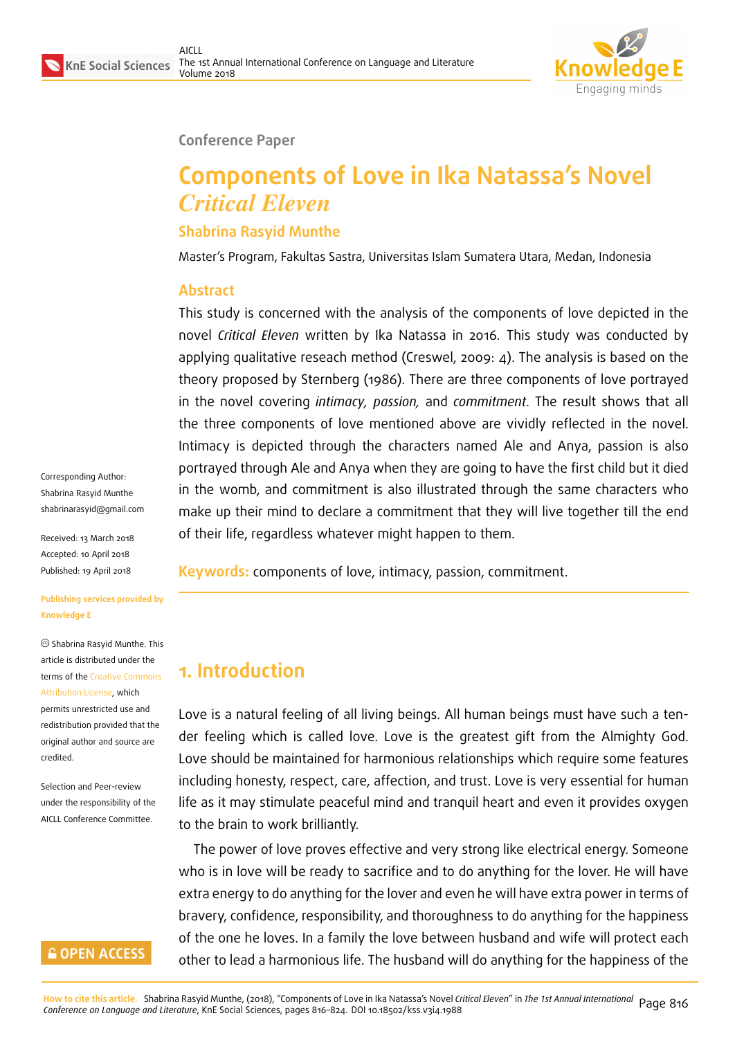Conference Paper

# Components of Love in Ika Natassa's Novel *Critical Eleven*

**Shabrina Rasyid Munthe**

Master's Program, Fakultas Sastra, Universitas Islam Sumatera Utara, Medan, Indonesia

## Abstract

This study is concerned with the analysis of the components of love depicted in the novel *Critical Eleven* written by Ika Natassa in 2016. This study was conducted by applying qualitative reseach method (Creswel, 2009: 4). The analysis is based on the theory proposed by Sternberg (1986). There are three components of love portrayed in the novel covering *intimacy, passion,* and *commitment*. The result shows that all the three components of love mentioned above are vividly reflected in the novel. Intimacy is depicted through the characters named Ale and Anya, passion is also portrayed through Ale and Anya when they are going to have the first child but it died in the womb, and commitment is also illustrated through the same characters who make up their mind to declare a commitment that they will live together till the end of their life, regardless whatever might happen to them.

**Keywords:** components of love, intimacy, passion, commitment.

Corresponding Author: Shabrina Rasyid Munthe shabrinarasyid@gmail.com

Received: 13 March 2018
Accepted: 10 April 2018
Published: 19 April 2018

Publishing services provided by Knowledge E

© Shabrina Rasyid Munthe. This article is distributed under the terms of the Creative Commons Attribution License, which permits unrestricted use and redistribution provided that the original author and source are credited.

Selection and Peer-review under the responsibility of the AICLL Conference Committee.

## 1. Introduction

Love is a natural feeling of all living beings. All human beings must have such a tender feeling which is called love. Love is the greatest gift from the Almighty God. Love should be maintained for harmonious relationships which require some features including honesty, respect, care, affection, and trust. Love is very essential for human life as it may stimulate peaceful mind and tranquil heart and even it provides oxygen to the brain to work brilliantly.

The power of love proves effective and very strong like electrical energy. Someone who is in love will be ready to sacrifice and to do anything for the lover. He will have extra energy to do anything for the lover and even he will have extra power in terms of bravery, confidence, responsibility, and thoroughness to do anything for the happiness of the one he loves. In a family the love between husband and wife will protect each other to lead a harmonious life. The husband will do anything for the happiness of the

How to cite this article: Shabrina Rasyid Munthe, (2018), "Components of Love in Ika Natassa's Novel *Critical Eleven*" in *The 1st Annual International Conference on Language and Literature*, KnE Social Sciences, pages 816–824. DOI 10.18502/kss.v3i4.1988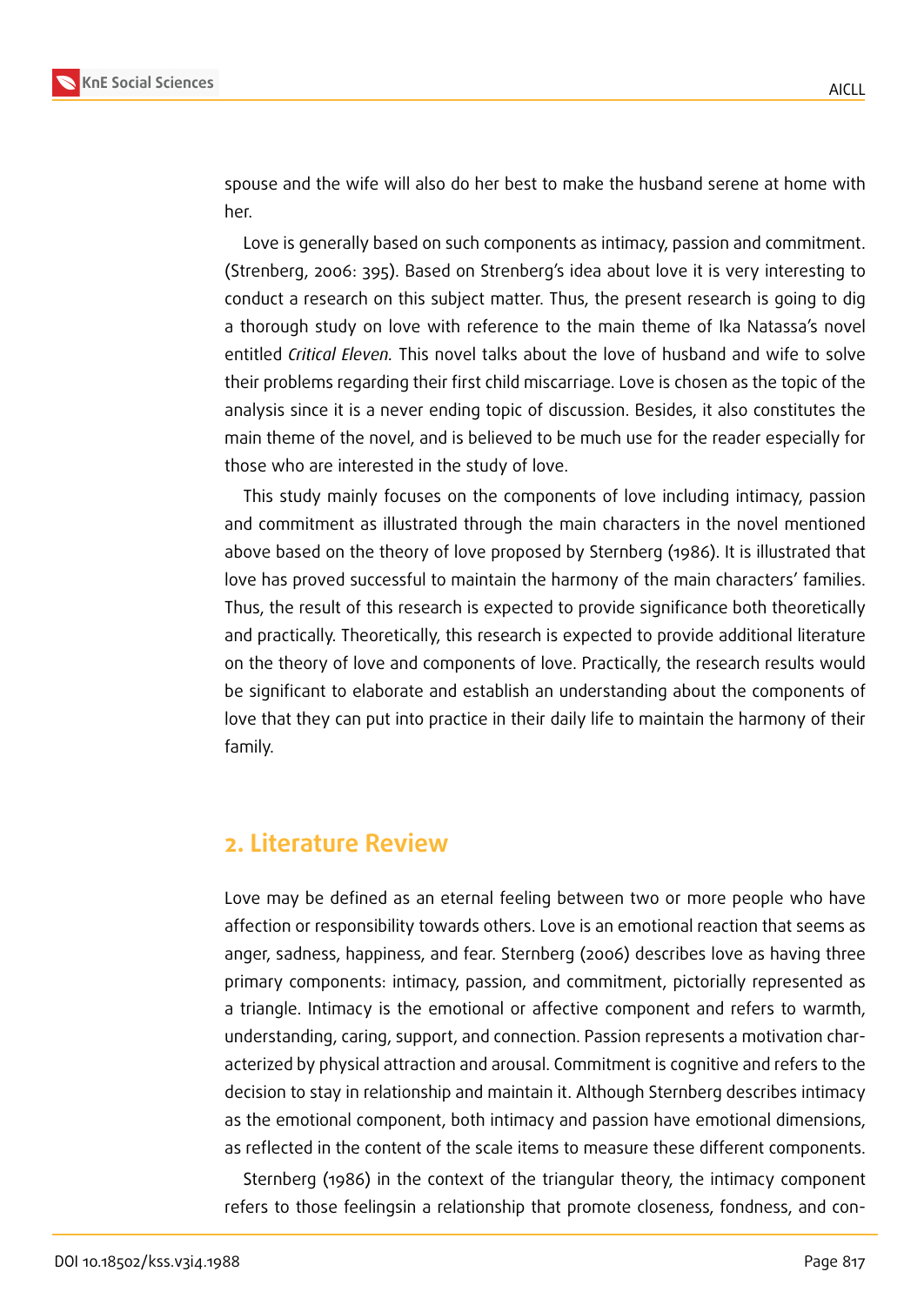spouse and the wife will also do her best to make the husband serene at home with her.

Love is generally based on such components as intimacy, passion and commitment. (Strenberg, 2006: 395). Based on Strenberg's idea about love it is very interesting to conduct a research on this subject matter. Thus, the present research is going to dig a thorough study on love with reference to the main theme of Ika Natassa's novel entitled *Critical Eleven.* This novel talks about the love of husband and wife to solve their problems regarding their first child miscarriage. Love is chosen as the topic of the analysis since it is a never ending topic of discussion. Besides, it also constitutes the main theme of the novel, and is believed to be much use for the reader especially for those who are interested in the study of love.

This study mainly focuses on the components of love including intimacy, passion and commitment as illustrated through the main characters in the novel mentioned above based on the theory of love proposed by Sternberg (1986). It is illustrated that love has proved successful to maintain the harmony of the main characters' families. Thus, the result of this research is expected to provide significance both theoretically and practically. Theoretically, this research is expected to provide additional literature on the theory of love and components of love. Practically, the research results would be significant to elaborate and establish an understanding about the components of love that they can put into practice in their daily life to maintain the harmony of their family.

## 2. Literature Review

Love may be defined as an eternal feeling between two or more people who have affection or responsibility towards others. Love is an emotional reaction that seems as anger, sadness, happiness, and fear. Sternberg (2006) describes love as having three primary components: intimacy, passion, and commitment, pictorially represented as a triangle. Intimacy is the emotional or affective component and refers to warmth, understanding, caring, support, and connection. Passion represents a motivation characterized by physical attraction and arousal. Commitment is cognitive and refers to the decision to stay in relationship and maintain it. Although Sternberg describes intimacy as the emotional component, both intimacy and passion have emotional dimensions, as reflected in the content of the scale items to measure these different components.

Sternberg (1986) in the context of the triangular theory, the intimacy component refers to those feelingsin a relationship that promote closeness, fondness, and con-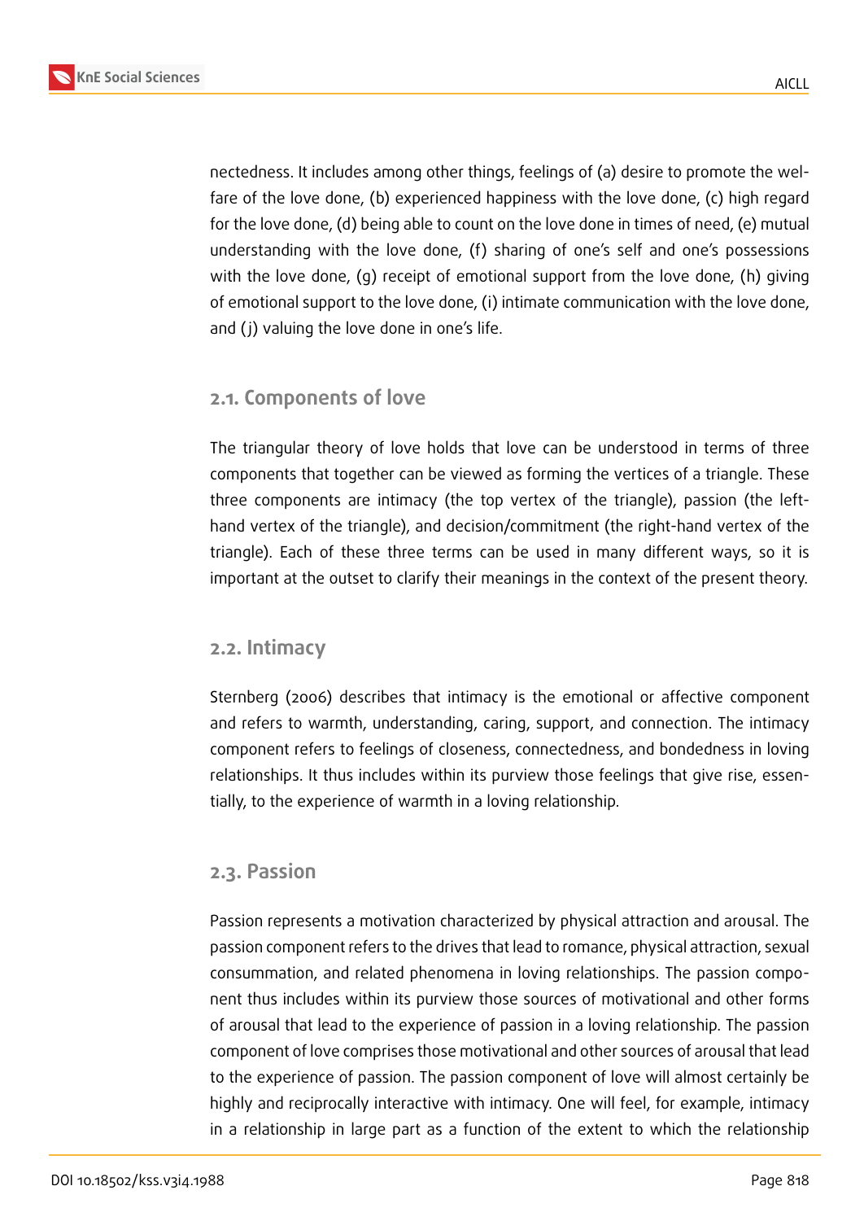nectedness. It includes among other things, feelings of (a) desire to promote the welfare of the love done, (b) experienced happiness with the love done, (c) high regard for the love done, (d) being able to count on the love done in times of need, (e) mutual understanding with the love done, (f) sharing of one's self and one's possessions with the love done, (g) receipt of emotional support from the love done, (h) giving of emotional support to the love done, (i) intimate communication with the love done, and (j) valuing the love done in one's life.

### 2.1. Components of love

The triangular theory of love holds that love can be understood in terms of three components that together can be viewed as forming the vertices of a triangle. These three components are intimacy (the top vertex of the triangle), passion (the left-hand vertex of the triangle), and decision/commitment (the right-hand vertex of the triangle). Each of these three terms can be used in many different ways, so it is important at the outset to clarify their meanings in the context of the present theory.

### 2.2. Intimacy

Sternberg (2006) describes that intimacy is the emotional or affective component and refers to warmth, understanding, caring, support, and connection. The intimacy component refers to feelings of closeness, connectedness, and bondedness in loving relationships. It thus includes within its purview those feelings that give rise, essentially, to the experience of warmth in a loving relationship.

### 2.3. Passion

Passion represents a motivation characterized by physical attraction and arousal. The passion component refers to the drives that lead to romance, physical attraction, sexual consummation, and related phenomena in loving relationships. The passion component thus includes within its purview those sources of motivational and other forms of arousal that lead to the experience of passion in a loving relationship. The passion component of love comprises those motivational and other sources of arousal that lead to the experience of passion. The passion component of love will almost certainly be highly and reciprocally interactive with intimacy. One will feel, for example, intimacy in a relationship in large part as a function of the extent to which the relationship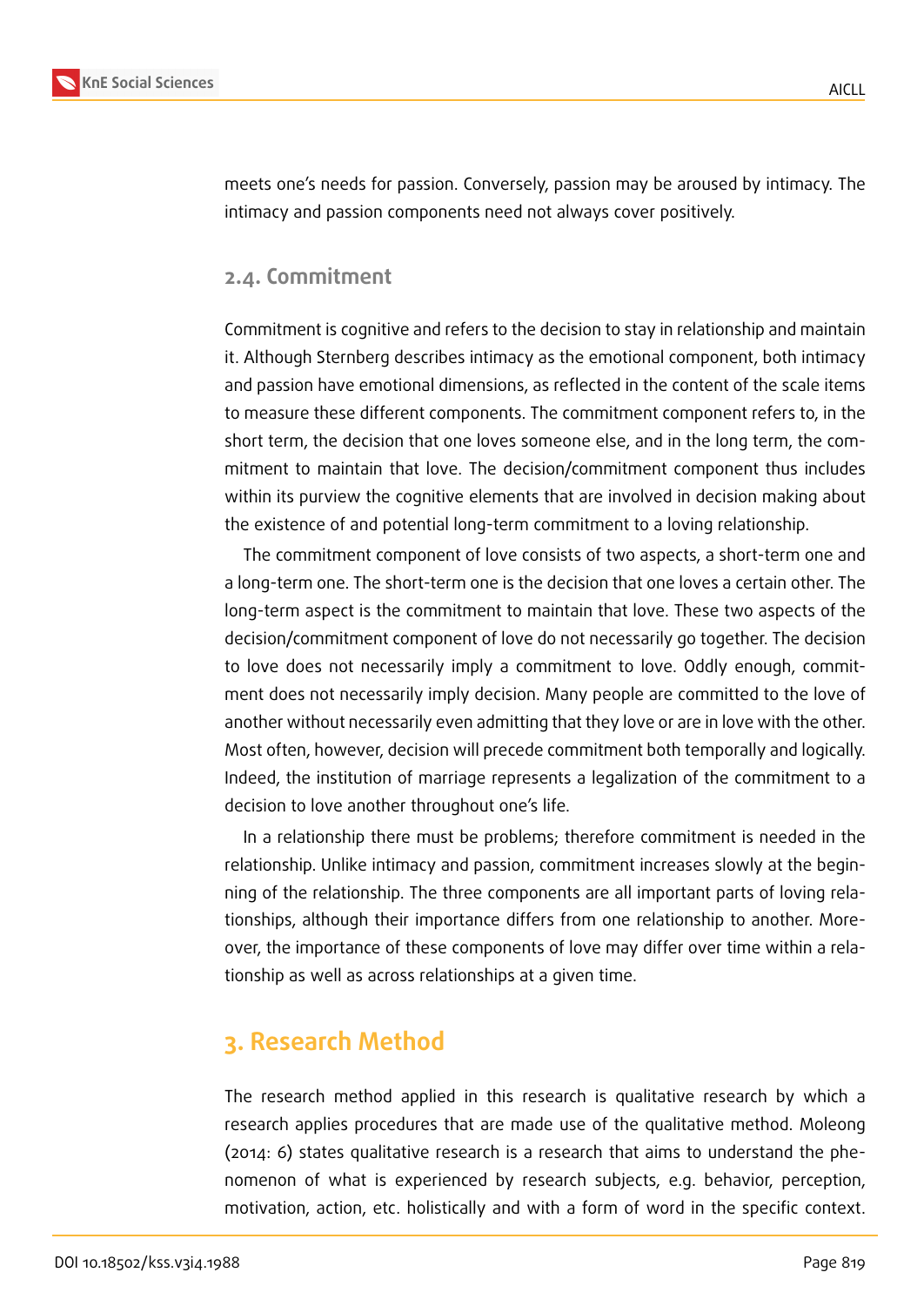meets one's needs for passion. Conversely, passion may be aroused by intimacy. The intimacy and passion components need not always cover positively.

### 2.4. Commitment

Commitment is cognitive and refers to the decision to stay in relationship and maintain it. Although Sternberg describes intimacy as the emotional component, both intimacy and passion have emotional dimensions, as reflected in the content of the scale items to measure these different components. The commitment component refers to, in the short term, the decision that one loves someone else, and in the long term, the commitment to maintain that love. The decision/commitment component thus includes within its purview the cognitive elements that are involved in decision making about the existence of and potential long-term commitment to a loving relationship.

The commitment component of love consists of two aspects, a short-term one and a long-term one. The short-term one is the decision that one loves a certain other. The long-term aspect is the commitment to maintain that love. These two aspects of the decision/commitment component of love do not necessarily go together. The decision to love does not necessarily imply a commitment to love. Oddly enough, commitment does not necessarily imply decision. Many people are committed to the love of another without necessarily even admitting that they love or are in love with the other. Most often, however, decision will precede commitment both temporally and logically. Indeed, the institution of marriage represents a legalization of the commitment to a decision to love another throughout one's life.

In a relationship there must be problems; therefore commitment is needed in the relationship. Unlike intimacy and passion, commitment increases slowly at the beginning of the relationship. The three components are all important parts of loving relationships, although their importance differs from one relationship to another. Moreover, the importance of these components of love may differ over time within a relationship as well as across relationships at a given time.

## 3. Research Method

The research method applied in this research is qualitative research by which a research applies procedures that are made use of the qualitative method. Moleong (2014: 6) states qualitative research is a research that aims to understand the phenomenon of what is experienced by research subjects, e.g. behavior, perception, motivation, action, etc. holistically and with a form of word in the specific context.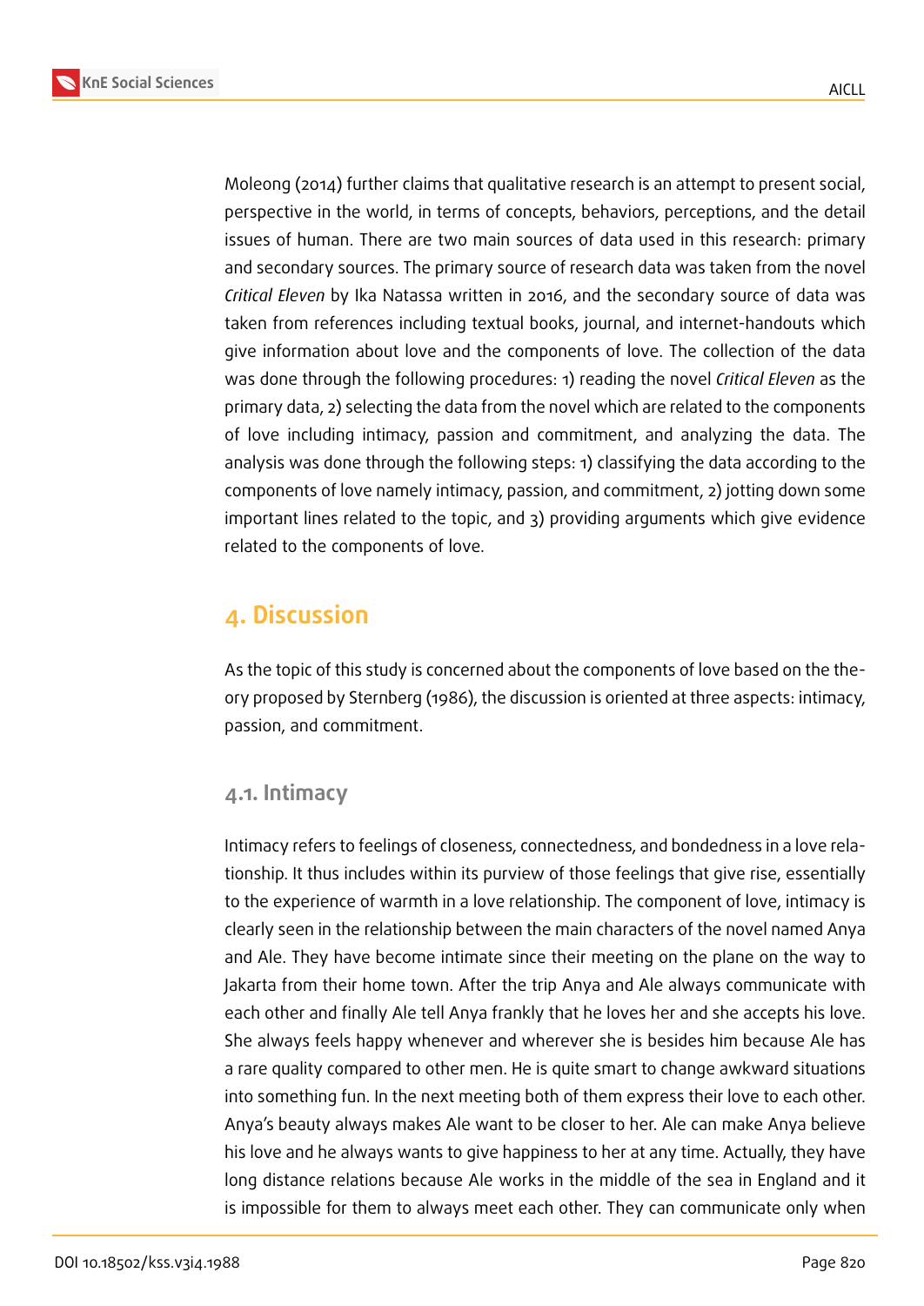Moleong (2014) further claims that qualitative research is an attempt to present social, perspective in the world, in terms of concepts, behaviors, perceptions, and the detail issues of human. There are two main sources of data used in this research: primary and secondary sources. The primary source of research data was taken from the novel *Critical Eleven* by Ika Natassa written in 2016, and the secondary source of data was taken from references including textual books, journal, and internet-handouts which give information about love and the components of love. The collection of the data was done through the following procedures: 1) reading the novel *Critical Eleven* as the primary data, 2) selecting the data from the novel which are related to the components of love including intimacy, passion and commitment, and analyzing the data. The analysis was done through the following steps: 1) classifying the data according to the components of love namely intimacy, passion, and commitment, 2) jotting down some important lines related to the topic, and 3) providing arguments which give evidence related to the components of love.

## 4. Discussion

As the topic of this study is concerned about the components of love based on the theory proposed by Sternberg (1986), the discussion is oriented at three aspects: intimacy, passion, and commitment.

### 4.1. Intimacy

Intimacy refers to feelings of closeness, connectedness, and bondedness in a love relationship. It thus includes within its purview of those feelings that give rise, essentially to the experience of warmth in a love relationship. The component of love, intimacy is clearly seen in the relationship between the main characters of the novel named Anya and Ale. They have become intimate since their meeting on the plane on the way to Jakarta from their home town. After the trip Anya and Ale always communicate with each other and finally Ale tell Anya frankly that he loves her and she accepts his love. She always feels happy whenever and wherever she is besides him because Ale has a rare quality compared to other men. He is quite smart to change awkward situations into something fun. In the next meeting both of them express their love to each other. Anya's beauty always makes Ale want to be closer to her. Ale can make Anya believe his love and he always wants to give happiness to her at any time. Actually, they have long distance relations because Ale works in the middle of the sea in England and it is impossible for them to always meet each other. They can communicate only when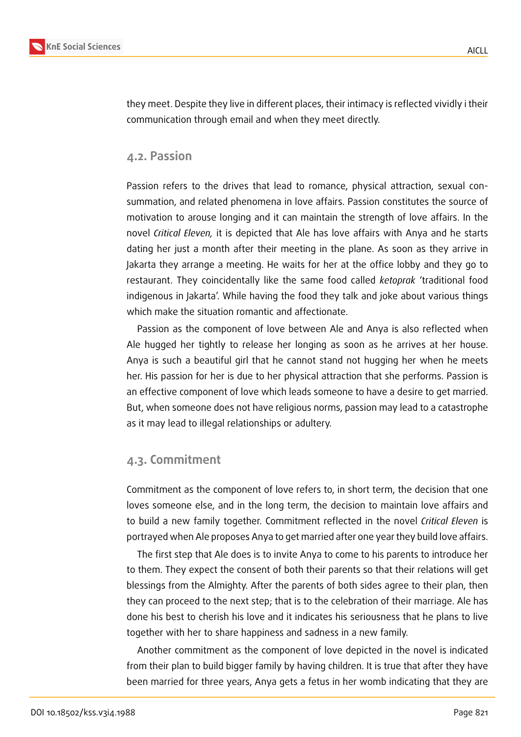they meet. Despite they live in different places, their intimacy is reflected vividly i their communication through email and when they meet directly.

## 4.2. Passion

Passion refers to the drives that lead to romance, physical attraction, sexual consummation, and related phenomena in love affairs. Passion constitutes the source of motivation to arouse longing and it can maintain the strength of love affairs. In the novel *Critical Eleven,* it is depicted that Ale has love affairs with Anya and he starts dating her just a month after their meeting in the plane. As soon as they arrive in Jakarta they arrange a meeting. He waits for her at the office lobby and they go to restaurant. They coincidentally like the same food called *ketoprak* 'traditional food indigenous in Jakarta'. While having the food they talk and joke about various things which make the situation romantic and affectionate.

Passion as the component of love between Ale and Anya is also reflected when Ale hugged her tightly to release her longing as soon as he arrives at her house. Anya is such a beautiful girl that he cannot stand not hugging her when he meets her. His passion for her is due to her physical attraction that she performs. Passion is an effective component of love which leads someone to have a desire to get married. But, when someone does not have religious norms, passion may lead to a catastrophe as it may lead to illegal relationships or adultery.

## 4.3. Commitment

Commitment as the component of love refers to, in short term, the decision that one loves someone else, and in the long term, the decision to maintain love affairs and to build a new family together. Commitment reflected in the novel *Critical Eleven* is portrayed when Ale proposes Anya to get married after one year they build love affairs.

The first step that Ale does is to invite Anya to come to his parents to introduce her to them. They expect the consent of both their parents so that their relations will get blessings from the Almighty. After the parents of both sides agree to their plan, then they can proceed to the next step; that is to the celebration of their marriage. Ale has done his best to cherish his love and it indicates his seriousness that he plans to live together with her to share happiness and sadness in a new family.

Another commitment as the component of love depicted in the novel is indicated from their plan to build bigger family by having children. It is true that after they have been married for three years, Anya gets a fetus in her womb indicating that they are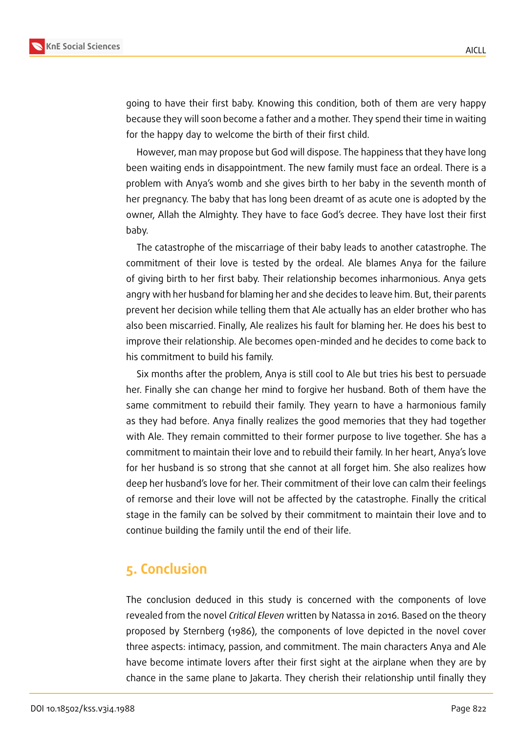going to have their first baby. Knowing this condition, both of them are very happy because they will soon become a father and a mother. They spend their time in waiting for the happy day to welcome the birth of their first child.

However, man may propose but God will dispose. The happiness that they have long been waiting ends in disappointment. The new family must face an ordeal. There is a problem with Anya's womb and she gives birth to her baby in the seventh month of her pregnancy. The baby that has long been dreamt of as acute one is adopted by the owner, Allah the Almighty. They have to face God's decree. They have lost their first baby.

The catastrophe of the miscarriage of their baby leads to another catastrophe. The commitment of their love is tested by the ordeal. Ale blames Anya for the failure of giving birth to her first baby. Their relationship becomes inharmonious. Anya gets angry with her husband for blaming her and she decides to leave him. But, their parents prevent her decision while telling them that Ale actually has an elder brother who has also been miscarried. Finally, Ale realizes his fault for blaming her. He does his best to improve their relationship. Ale becomes open-minded and he decides to come back to his commitment to build his family.

Six months after the problem, Anya is still cool to Ale but tries his best to persuade her. Finally she can change her mind to forgive her husband. Both of them have the same commitment to rebuild their family. They yearn to have a harmonious family as they had before. Anya finally realizes the good memories that they had together with Ale. They remain committed to their former purpose to live together. She has a commitment to maintain their love and to rebuild their family. In her heart, Anya's love for her husband is so strong that she cannot at all forget him. She also realizes how deep her husband's love for her. Their commitment of their love can calm their feelings of remorse and their love will not be affected by the catastrophe. Finally the critical stage in the family can be solved by their commitment to maintain their love and to continue building the family until the end of their life.

## 5. Conclusion

The conclusion deduced in this study is concerned with the components of love revealed from the novel *Critical Eleven* written by Natassa in 2016. Based on the theory proposed by Sternberg (1986), the components of love depicted in the novel cover three aspects: intimacy, passion, and commitment. The main characters Anya and Ale have become intimate lovers after their first sight at the airplane when they are by chance in the same plane to Jakarta. They cherish their relationship until finally they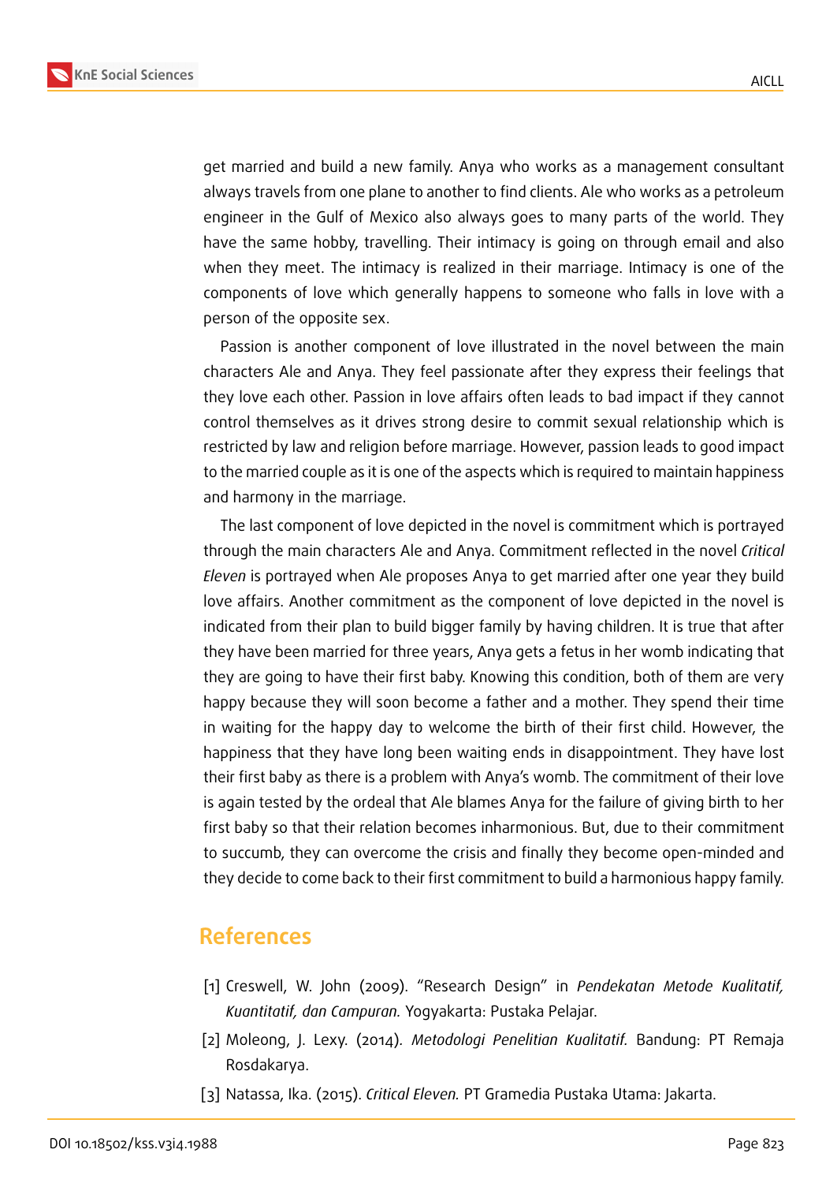get married and build a new family. Anya who works as a management consultant always travels from one plane to another to find clients. Ale who works as a petroleum engineer in the Gulf of Mexico also always goes to many parts of the world. They have the same hobby, travelling. Their intimacy is going on through email and also when they meet. The intimacy is realized in their marriage. Intimacy is one of the components of love which generally happens to someone who falls in love with a person of the opposite sex.

Passion is another component of love illustrated in the novel between the main characters Ale and Anya. They feel passionate after they express their feelings that they love each other. Passion in love affairs often leads to bad impact if they cannot control themselves as it drives strong desire to commit sexual relationship which is restricted by law and religion before marriage. However, passion leads to good impact to the married couple as it is one of the aspects which is required to maintain happiness and harmony in the marriage.

The last component of love depicted in the novel is commitment which is portrayed through the main characters Ale and Anya. Commitment reflected in the novel *Critical Eleven* is portrayed when Ale proposes Anya to get married after one year they build love affairs. Another commitment as the component of love depicted in the novel is indicated from their plan to build bigger family by having children. It is true that after they have been married for three years, Anya gets a fetus in her womb indicating that they are going to have their first baby. Knowing this condition, both of them are very happy because they will soon become a father and a mother. They spend their time in waiting for the happy day to welcome the birth of their first child. However, the happiness that they have long been waiting ends in disappointment. They have lost their first baby as there is a problem with Anya's womb. The commitment of their love is again tested by the ordeal that Ale blames Anya for the failure of giving birth to her first baby so that their relation becomes inharmonious. But, due to their commitment to succumb, they can overcome the crisis and finally they become open-minded and they decide to come back to their first commitment to build a harmonious happy family.

## References

[1] Creswell, W. John (2009). "Research Design" in *Pendekatan Metode Kualitatif, Kuantitatif, dan Campuran.* Yogyakarta: Pustaka Pelajar.

[2] Moleong, J. Lexy. (2014). *Metodologi Penelitian Kualitatif.* Bandung: PT Remaja Rosdakarya.

[3] Natassa, Ika. (2015). *Critical Eleven.* PT Gramedia Pustaka Utama: Jakarta.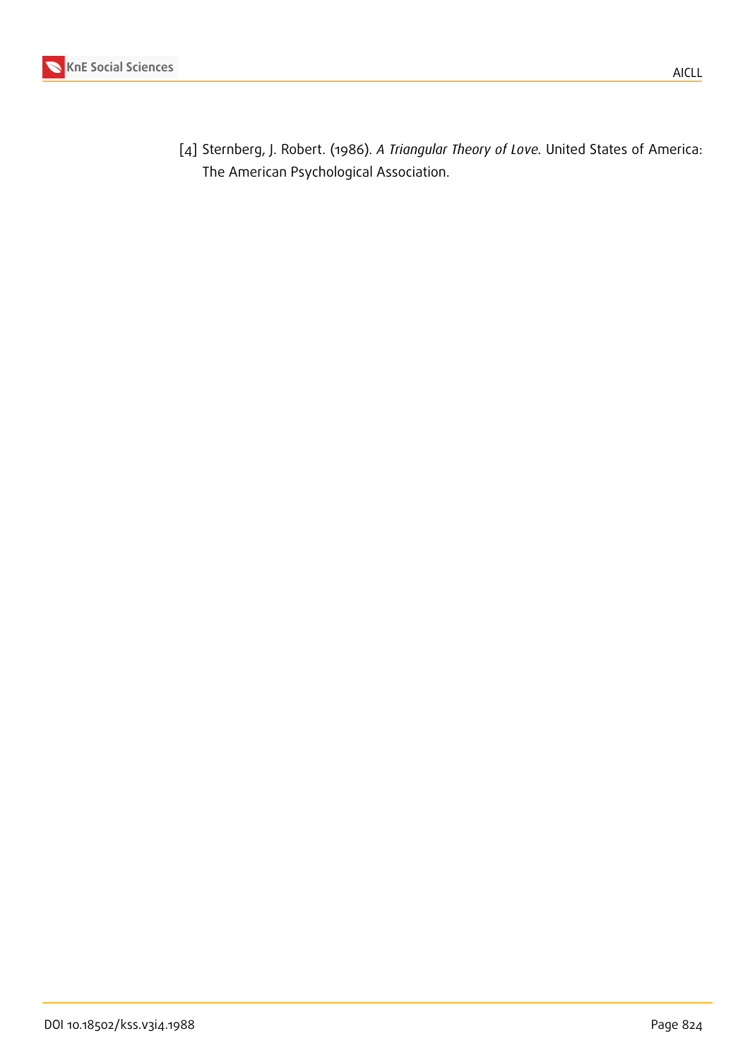[4] Sternberg, J. Robert. (1986). *A Triangular Theory of Love.* United States of America: The American Psychological Association.